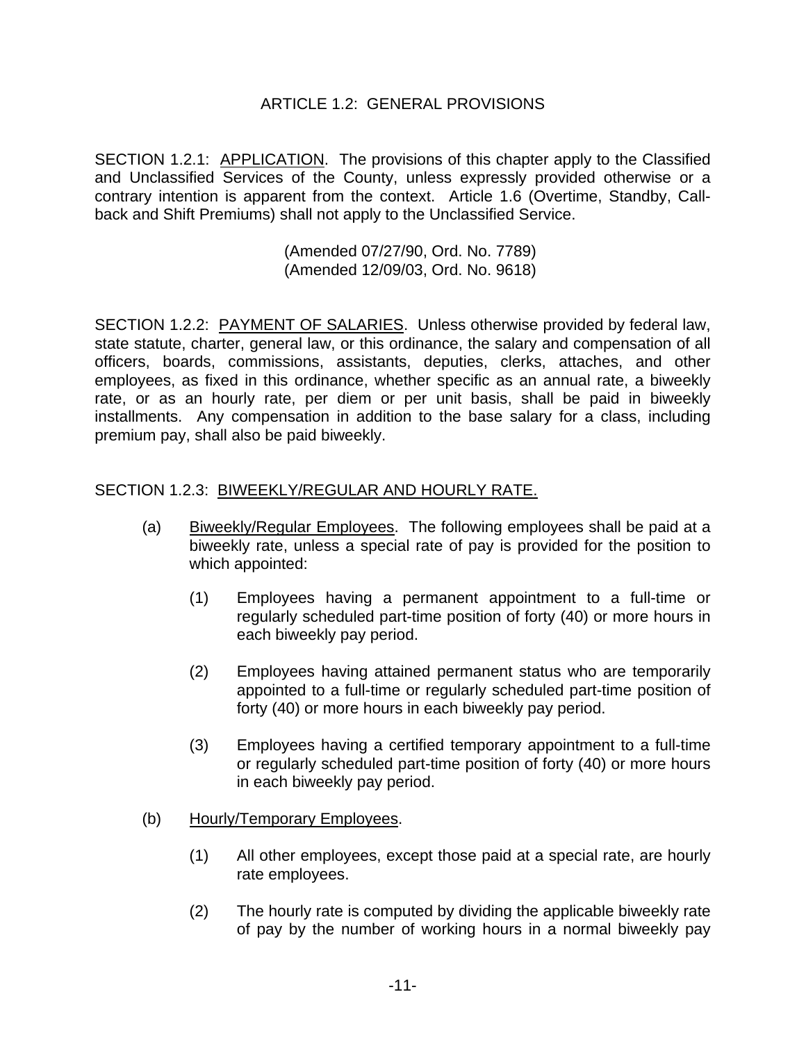# ARTICLE 1.2: GENERAL PROVISIONS

SECTION 1.2.1: <u>APPLICATION</u>. The provisions of this chapter apply to the Classified and Unclassified Services of the County, unless expressly provided otherwise or a contrary intention is apparent from the context. Article 1.6 (Overtime, Standby, Call-back and Shift Premiums) shall not apply to the Unclassified Service.

(Amended 07/27/90, Ord. No. 7789)
(Amended 12/09/03, Ord. No. 9618)

SECTION 1.2.2: <u>PAYMENT OF SALARIES</u>. Unless otherwise provided by federal law, state statute, charter, general law, or this ordinance, the salary and compensation of all officers, boards, commissions, assistants, deputies, clerks, attaches, and other employees, as fixed in this ordinance, whether specific as an annual rate, a biweekly rate, or as an hourly rate, per diem or per unit basis, shall be paid in biweekly installments. Any compensation in addition to the base salary for a class, including premium pay, shall also be paid biweekly.

SECTION 1.2.3: <u>BIWEEKLY/REGULAR AND HOURLY RATE.</u>

(a) <u>Biweekly/Regular Employees</u>. The following employees shall be paid at a biweekly rate, unless a special rate of pay is provided for the position to which appointed:

(1) Employees having a permanent appointment to a full-time or regularly scheduled part-time position of forty (40) or more hours in each biweekly pay period.

(2) Employees having attained permanent status who are temporarily appointed to a full-time or regularly scheduled part-time position of forty (40) or more hours in each biweekly pay period.

(3) Employees having a certified temporary appointment to a full-time or regularly scheduled part-time position of forty (40) or more hours in each biweekly pay period.

(b) <u>Hourly/Temporary Employees</u>.

(1) All other employees, except those paid at a special rate, are hourly rate employees.

(2) The hourly rate is computed by dividing the applicable biweekly rate of pay by the number of working hours in a normal biweekly pay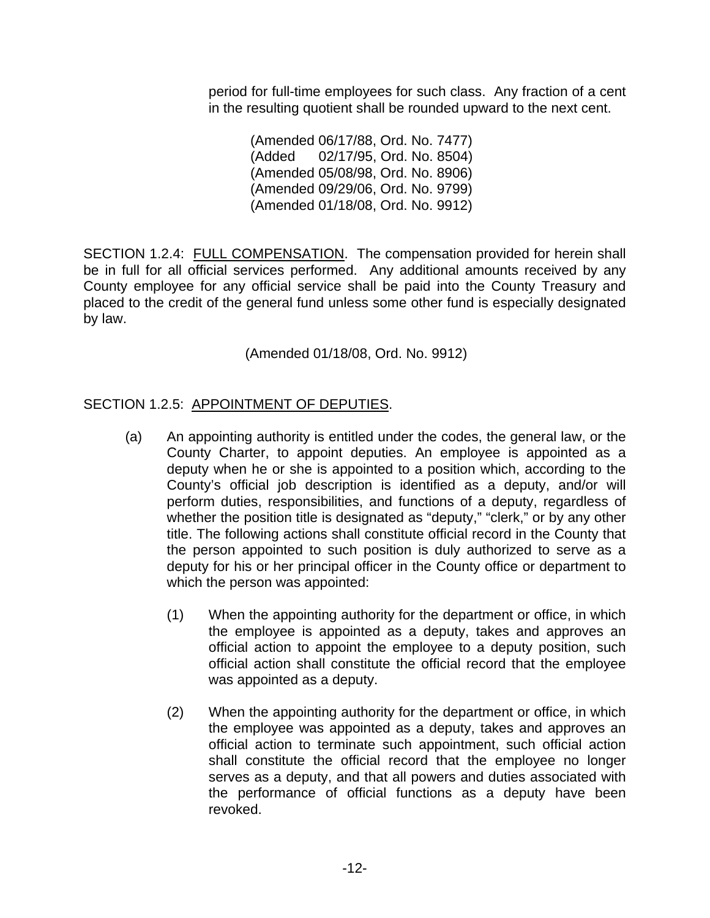period for full-time employees for such class. Any fraction of a cent in the resulting quotient shall be rounded upward to the next cent.

(Amended 06/17/88, Ord. No. 7477)
(Added 02/17/95, Ord. No. 8504)
(Amended 05/08/98, Ord. No. 8906)
(Amended 09/29/06, Ord. No. 9799)
(Amended 01/18/08, Ord. No. 9912)

SECTION 1.2.4: <u>FULL COMPENSATION</u>. The compensation provided for herein shall be in full for all official services performed. Any additional amounts received by any County employee for any official service shall be paid into the County Treasury and placed to the credit of the general fund unless some other fund is especially designated by law.

(Amended 01/18/08, Ord. No. 9912)

SECTION 1.2.5: <u>APPOINTMENT OF DEPUTIES</u>.

(a) An appointing authority is entitled under the codes, the general law, or the County Charter, to appoint deputies. An employee is appointed as a deputy when he or she is appointed to a position which, according to the County's official job description is identified as a deputy, and/or will perform duties, responsibilities, and functions of a deputy, regardless of whether the position title is designated as "deputy," "clerk," or by any other title. The following actions shall constitute official record in the County that the person appointed to such position is duly authorized to serve as a deputy for his or her principal officer in the County office or department to which the person was appointed:

(1) When the appointing authority for the department or office, in which the employee is appointed as a deputy, takes and approves an official action to appoint the employee to a deputy position, such official action shall constitute the official record that the employee was appointed as a deputy.

(2) When the appointing authority for the department or office, in which the employee was appointed as a deputy, takes and approves an official action to terminate such appointment, such official action shall constitute the official record that the employee no longer serves as a deputy, and that all powers and duties associated with the performance of official functions as a deputy have been revoked.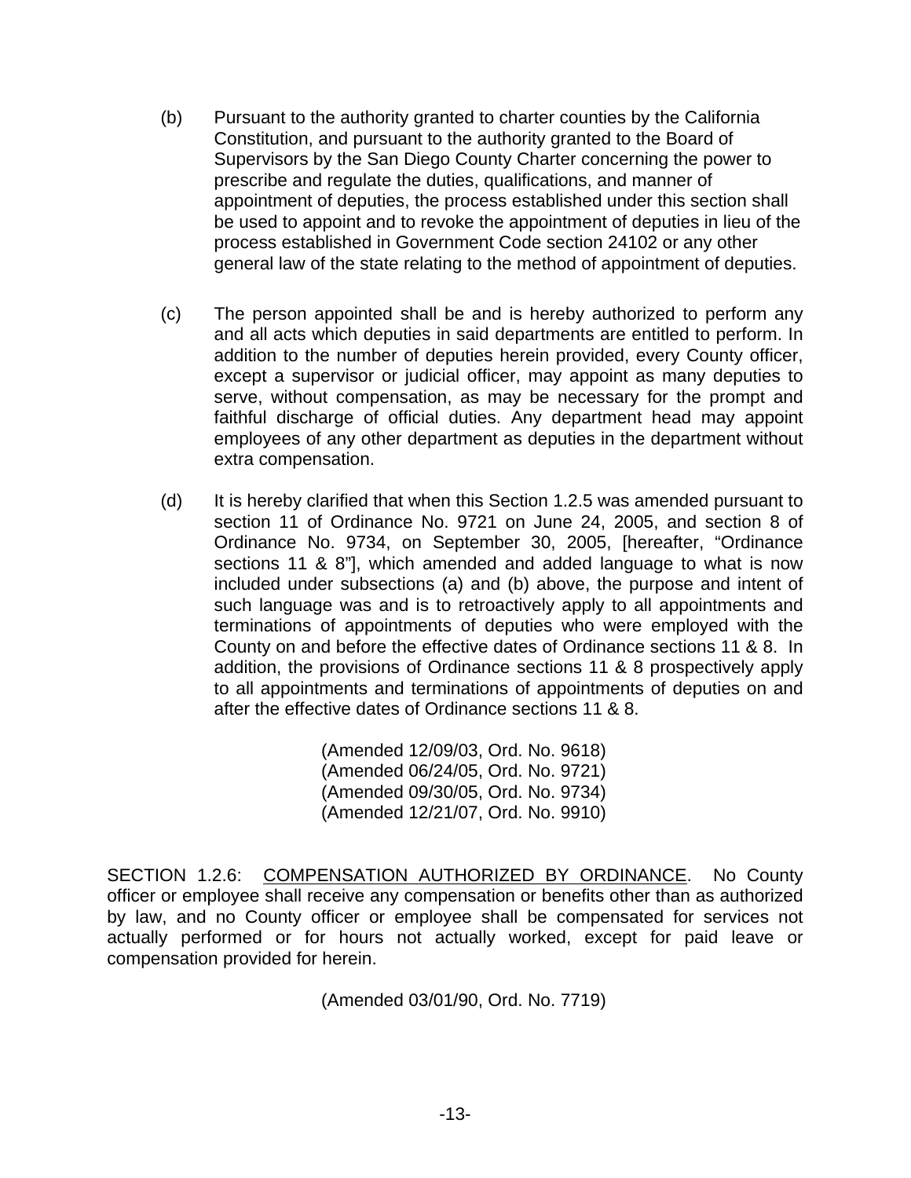(b) Pursuant to the authority granted to charter counties by the California Constitution, and pursuant to the authority granted to the Board of Supervisors by the San Diego County Charter concerning the power to prescribe and regulate the duties, qualifications, and manner of appointment of deputies, the process established under this section shall be used to appoint and to revoke the appointment of deputies in lieu of the process established in Government Code section 24102 or any other general law of the state relating to the method of appointment of deputies.

(c) The person appointed shall be and is hereby authorized to perform any and all acts which deputies in said departments are entitled to perform. In addition to the number of deputies herein provided, every County officer, except a supervisor or judicial officer, may appoint as many deputies to serve, without compensation, as may be necessary for the prompt and faithful discharge of official duties. Any department head may appoint employees of any other department as deputies in the department without extra compensation.

(d) It is hereby clarified that when this Section 1.2.5 was amended pursuant to section 11 of Ordinance No. 9721 on June 24, 2005, and section 8 of Ordinance No. 9734, on September 30, 2005, [hereafter, "Ordinance sections 11 & 8"], which amended and added language to what is now included under subsections (a) and (b) above, the purpose and intent of such language was and is to retroactively apply to all appointments and terminations of appointments of deputies who were employed with the County on and before the effective dates of Ordinance sections 11 & 8. In addition, the provisions of Ordinance sections 11 & 8 prospectively apply to all appointments and terminations of appointments of deputies on and after the effective dates of Ordinance sections 11 & 8.

(Amended 12/09/03, Ord. No. 9618)
(Amended 06/24/05, Ord. No. 9721)
(Amended 09/30/05, Ord. No. 9734)
(Amended 12/21/07, Ord. No. 9910)

SECTION 1.2.6: COMPENSATION AUTHORIZED BY ORDINANCE. No County officer or employee shall receive any compensation or benefits other than as authorized by law, and no County officer or employee shall be compensated for services not actually performed or for hours not actually worked, except for paid leave or compensation provided for herein.

(Amended 03/01/90, Ord. No. 7719)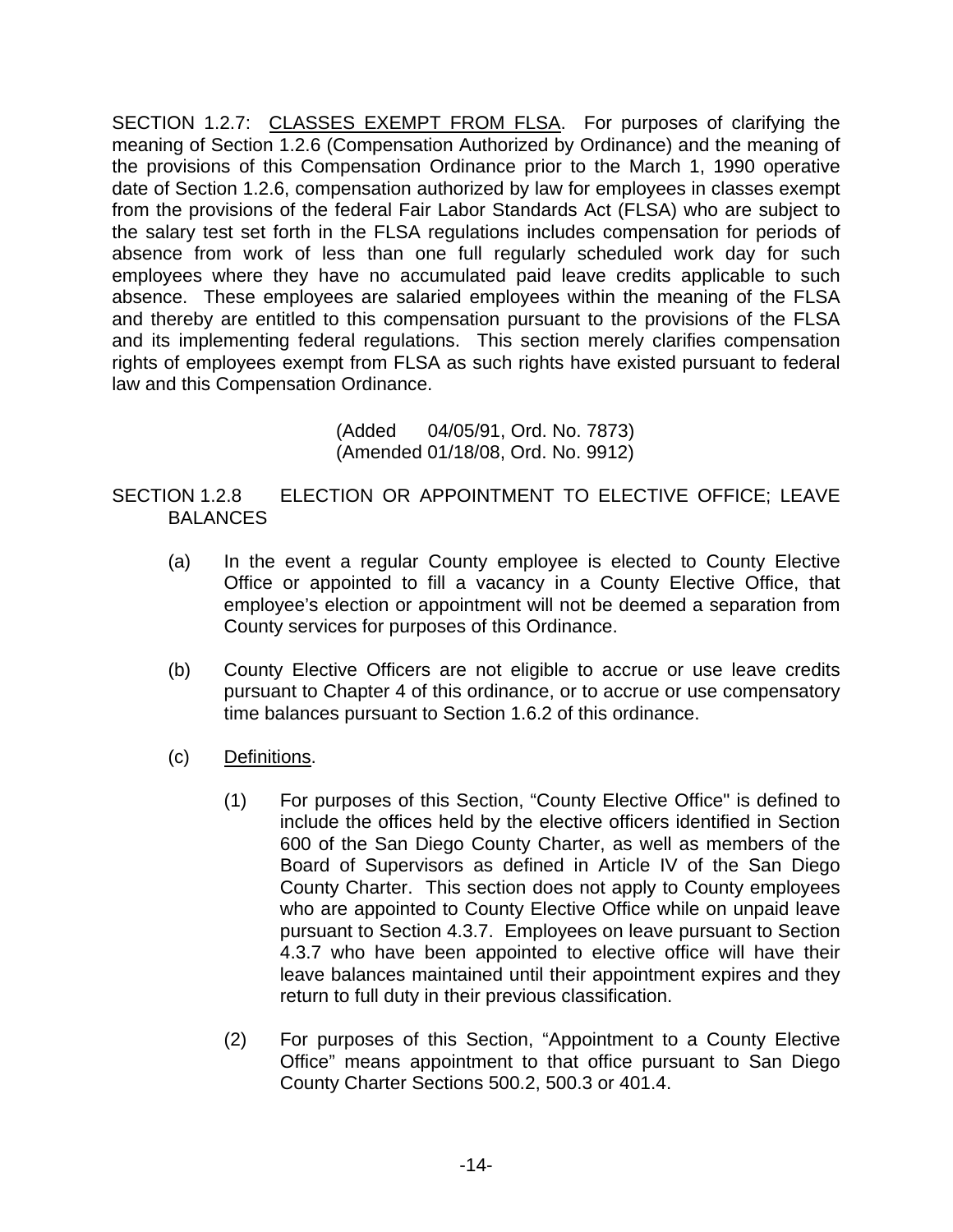SECTION 1.2.7: <u>CLASSES EXEMPT FROM FLSA</u>. For purposes of clarifying the meaning of Section 1.2.6 (Compensation Authorized by Ordinance) and the meaning of the provisions of this Compensation Ordinance prior to the March 1, 1990 operative date of Section 1.2.6, compensation authorized by law for employees in classes exempt from the provisions of the federal Fair Labor Standards Act (FLSA) who are subject to the salary test set forth in the FLSA regulations includes compensation for periods of absence from work of less than one full regularly scheduled work day for such employees where they have no accumulated paid leave credits applicable to such absence. These employees are salaried employees within the meaning of the FLSA and thereby are entitled to this compensation pursuant to the provisions of the FLSA and its implementing federal regulations. This section merely clarifies compensation rights of employees exempt from FLSA as such rights have existed pursuant to federal law and this Compensation Ordinance.

(Added 04/05/91, Ord. No. 7873)
(Amended 01/18/08, Ord. No. 9912)

SECTION 1.2.8 ELECTION OR APPOINTMENT TO ELECTIVE OFFICE; LEAVE BALANCES

(a) In the event a regular County employee is elected to County Elective Office or appointed to fill a vacancy in a County Elective Office, that employee's election or appointment will not be deemed a separation from County services for purposes of this Ordinance.

(b) County Elective Officers are not eligible to accrue or use leave credits pursuant to Chapter 4 of this ordinance, or to accrue or use compensatory time balances pursuant to Section 1.6.2 of this ordinance.

(c) <u>Definitions</u>.

(1) For purposes of this Section, "County Elective Office" is defined to include the offices held by the elective officers identified in Section 600 of the San Diego County Charter, as well as members of the Board of Supervisors as defined in Article IV of the San Diego County Charter. This section does not apply to County employees who are appointed to County Elective Office while on unpaid leave pursuant to Section 4.3.7. Employees on leave pursuant to Section 4.3.7 who have been appointed to elective office will have their leave balances maintained until their appointment expires and they return to full duty in their previous classification.

(2) For purposes of this Section, "Appointment to a County Elective Office" means appointment to that office pursuant to San Diego County Charter Sections 500.2, 500.3 or 401.4.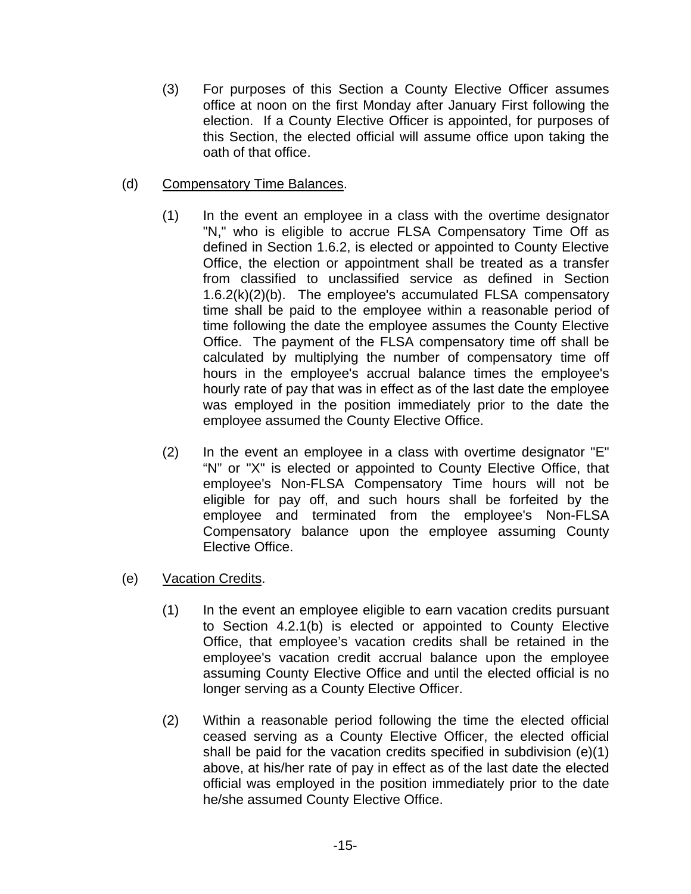(3) For purposes of this Section a County Elective Officer assumes office at noon on the first Monday after January First following the election. If a County Elective Officer is appointed, for purposes of this Section, the elected official will assume office upon taking the oath of that office.

(d) Compensatory Time Balances.

(1) In the event an employee in a class with the overtime designator "N," who is eligible to accrue FLSA Compensatory Time Off as defined in Section 1.6.2, is elected or appointed to County Elective Office, the election or appointment shall be treated as a transfer from classified to unclassified service as defined in Section 1.6.2(k)(2)(b). The employee's accumulated FLSA compensatory time shall be paid to the employee within a reasonable period of time following the date the employee assumes the County Elective Office. The payment of the FLSA compensatory time off shall be calculated by multiplying the number of compensatory time off hours in the employee's accrual balance times the employee's hourly rate of pay that was in effect as of the last date the employee was employed in the position immediately prior to the date the employee assumed the County Elective Office.

(2) In the event an employee in a class with overtime designator "E" "N" or "X" is elected or appointed to County Elective Office, that employee's Non-FLSA Compensatory Time hours will not be eligible for pay off, and such hours shall be forfeited by the employee and terminated from the employee's Non-FLSA Compensatory balance upon the employee assuming County Elective Office.

(e) Vacation Credits.

(1) In the event an employee eligible to earn vacation credits pursuant to Section 4.2.1(b) is elected or appointed to County Elective Office, that employee's vacation credits shall be retained in the employee's vacation credit accrual balance upon the employee assuming County Elective Office and until the elected official is no longer serving as a County Elective Officer.

(2) Within a reasonable period following the time the elected official ceased serving as a County Elective Officer, the elected official shall be paid for the vacation credits specified in subdivision (e)(1) above, at his/her rate of pay in effect as of the last date the elected official was employed in the position immediately prior to the date he/she assumed County Elective Office.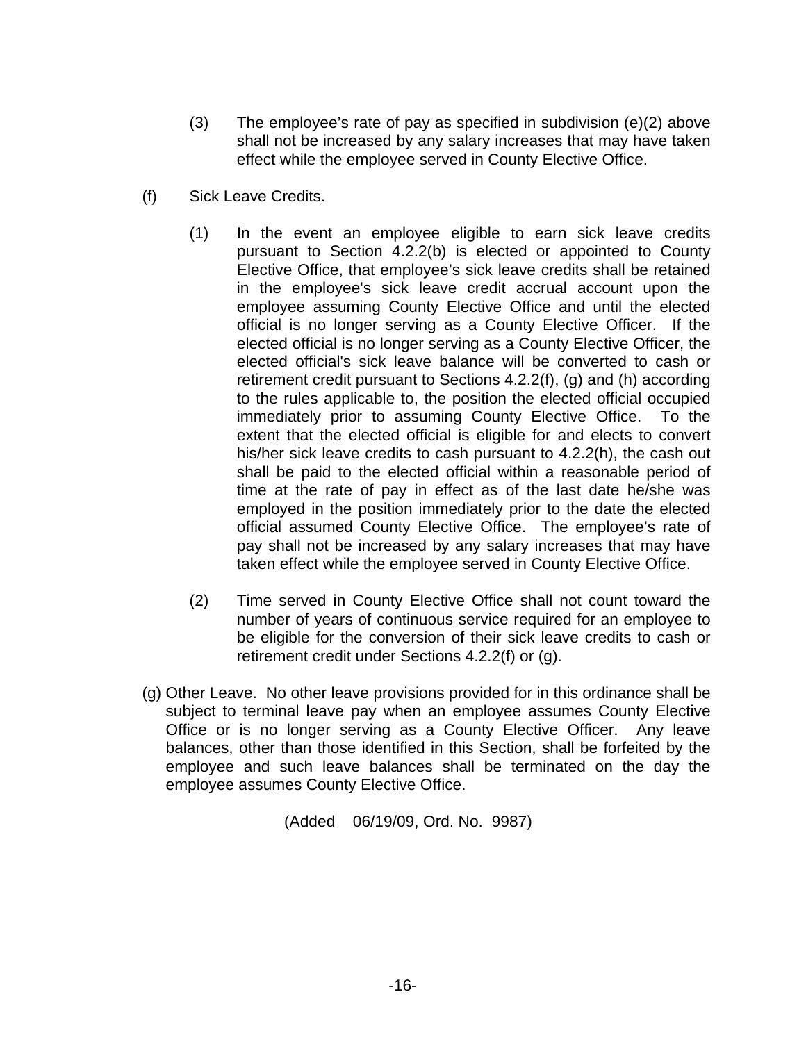(3) The employee's rate of pay as specified in subdivision (e)(2) above shall not be increased by any salary increases that may have taken effect while the employee served in County Elective Office.

(f) Sick Leave Credits.

(1) In the event an employee eligible to earn sick leave credits pursuant to Section 4.2.2(b) is elected or appointed to County Elective Office, that employee's sick leave credits shall be retained in the employee's sick leave credit accrual account upon the employee assuming County Elective Office and until the elected official is no longer serving as a County Elective Officer. If the elected official is no longer serving as a County Elective Officer, the elected official's sick leave balance will be converted to cash or retirement credit pursuant to Sections 4.2.2(f), (g) and (h) according to the rules applicable to, the position the elected official occupied immediately prior to assuming County Elective Office. To the extent that the elected official is eligible for and elects to convert his/her sick leave credits to cash pursuant to 4.2.2(h), the cash out shall be paid to the elected official within a reasonable period of time at the rate of pay in effect as of the last date he/she was employed in the position immediately prior to the date the elected official assumed County Elective Office. The employee's rate of pay shall not be increased by any salary increases that may have taken effect while the employee served in County Elective Office.

(2) Time served in County Elective Office shall not count toward the number of years of continuous service required for an employee to be eligible for the conversion of their sick leave credits to cash or retirement credit under Sections 4.2.2(f) or (g).

(g) Other Leave. No other leave provisions provided for in this ordinance shall be subject to terminal leave pay when an employee assumes County Elective Office or is no longer serving as a County Elective Officer. Any leave balances, other than those identified in this Section, shall be forfeited by the employee and such leave balances shall be terminated on the day the employee assumes County Elective Office.

(Added 06/19/09, Ord. No. 9987)